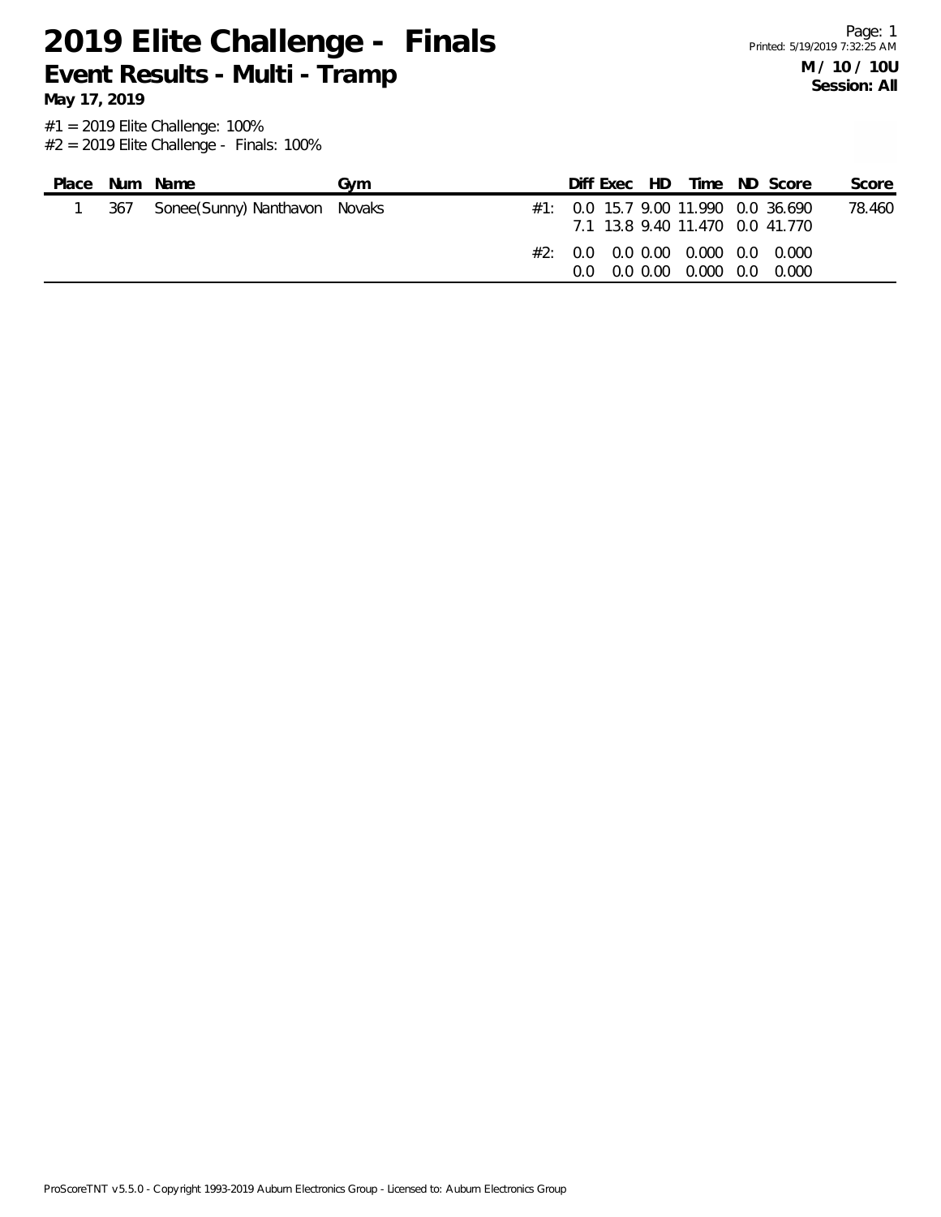# 2019 Elite Challenge - Finals

## Event Results - Multi - Tramp

**May 17, 2019**

**M / 10 / 10U**
**Session: All**

#1 = 2019 Elite Challenge: 100%
#2 = 2019 Elite Challenge - Finals: 100%

| Place | Num | Name | Gym | | Diff | Exec | HD | Time | ND | Score | Score |
|---|---|---|---|---|---|---|---|---|---|---|---|
| 1 | 367 | Sonee(Sunny) Nanthavon | Novaks | #1: | 0.0 | 15.7 | 9.00 | 11.990 | 0.0 | 36.690 | 78.460 |
| | | | | | 7.1 | 13.8 | 9.40 | 11.470 | 0.0 | 41.770 | |
| | | | | #2: | 0.0 | 0.0 | 0.00 | 0.000 | 0.0 | 0.000 | |
| | | | | | 0.0 | 0.0 | 0.00 | 0.000 | 0.0 | 0.000 | |

ProScoreTNT v5.5.0 - Copyright 1993-2019 Auburn Electronics Group - Licensed to: Auburn Electronics Group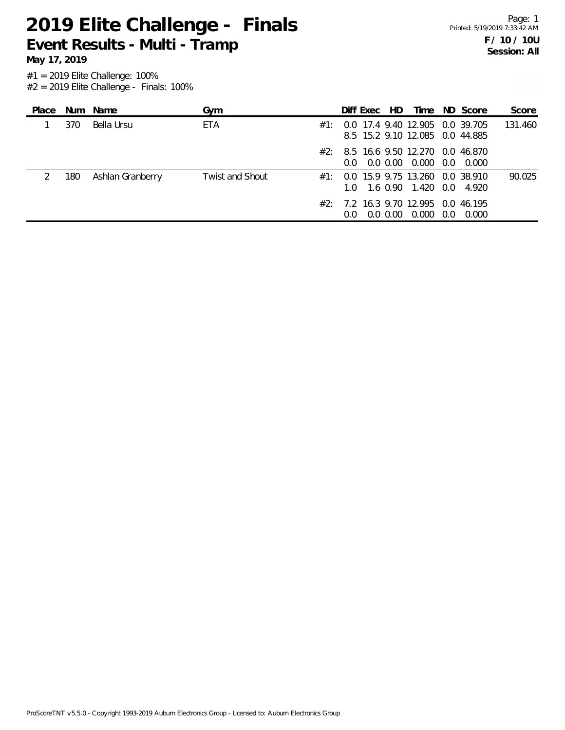# 2019 Elite Challenge - Finals

## Event Results - Multi - Tramp

**May 17, 2019**

**F / 10 / 10U**
**Session: All**

#1 = 2019 Elite Challenge: 100%
#2 = 2019 Elite Challenge - Finals: 100%

| Place | Num | Name | Gym | | Diff | Exec | HD | Time | ND | Score | Score |
|---|---|---|---|---|---|---|---|---|---|---|---|
| 1 | 370 | Bella Ursu | ETA | #1: | 0.0 | 17.4 | 9.40 | 12.905 | 0.0 | 39.705 | 131.460 |
| | | | | | 8.5 | 15.2 | 9.10 | 12.085 | 0.0 | 44.885 | |
| | | | | #2: | 8.5 | 16.6 | 9.50 | 12.270 | 0.0 | 46.870 | |
| | | | | | 0.0 | 0.0 | 0.00 | 0.000 | 0.0 | 0.000 | |
| 2 | 180 | Ashlan Granberry | Twist and Shout | #1: | 0.0 | 15.9 | 9.75 | 13.260 | 0.0 | 38.910 | 90.025 |
| | | | | | 1.0 | 1.6 | 0.90 | 1.420 | 0.0 | 4.920 | |
| | | | | #2: | 7.2 | 16.3 | 9.70 | 12.995 | 0.0 | 46.195 | |
| | | | | | 0.0 | 0.0 | 0.00 | 0.000 | 0.0 | 0.000 | |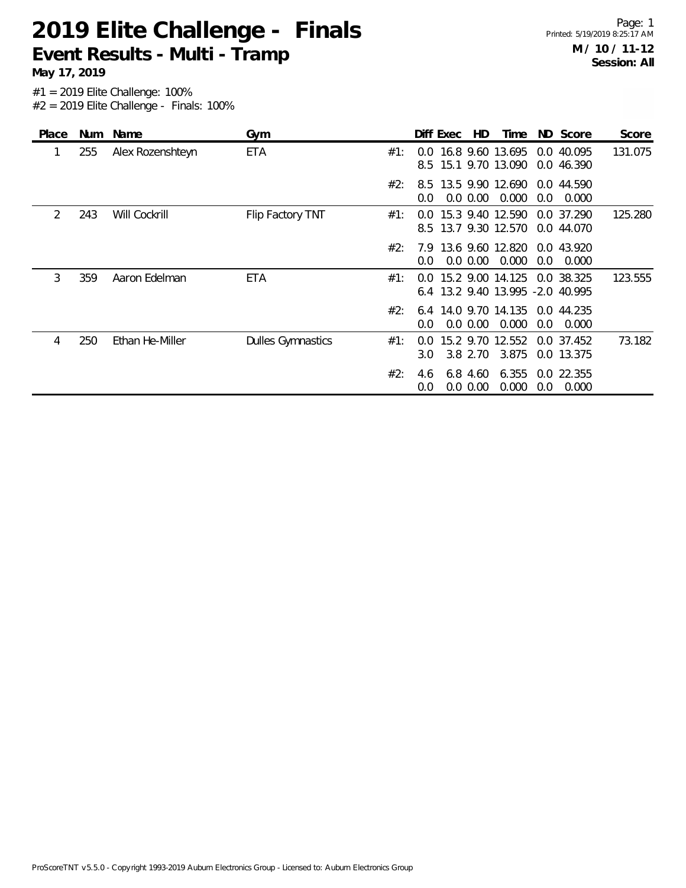# 2019 Elite Challenge - Finals

## Event Results - Multi - Tramp

**May 17, 2019**

**M / 10 / 11-12**
**Session: All**

#1 = 2019 Elite Challenge: 100%
#2 = 2019 Elite Challenge - Finals: 100%

| Place | Num | Name | Gym | | Diff | Exec | HD | Time | ND | Score | Score |
|---|---|---|---|---|---|---|---|---|---|---|---|
| 1 | 255 | Alex Rozenshteyn | ETA | #1: | 0.0 | 16.8 | 9.60 | 13.695 | 0.0 | 40.095 | 131.075 |
| | | | | | 8.5 | 15.1 | 9.70 | 13.090 | 0.0 | 46.390 | |
| | | | | #2: | 8.5 | 13.5 | 9.90 | 12.690 | 0.0 | 44.590 | |
| | | | | | 0.0 | 0.0 | 0.00 | 0.000 | 0.0 | 0.000 | |
| 2 | 243 | Will Cockrill | Flip Factory TNT | #1: | 0.0 | 15.3 | 9.40 | 12.590 | 0.0 | 37.290 | 125.280 |
| | | | | | 8.5 | 13.7 | 9.30 | 12.570 | 0.0 | 44.070 | |
| | | | | #2: | 7.9 | 13.6 | 9.60 | 12.820 | 0.0 | 43.920 | |
| | | | | | 0.0 | 0.0 | 0.00 | 0.000 | 0.0 | 0.000 | |
| 3 | 359 | Aaron Edelman | ETA | #1: | 0.0 | 15.2 | 9.00 | 14.125 | 0.0 | 38.325 | 123.555 |
| | | | | | 6.4 | 13.2 | 9.40 | 13.995 | -2.0 | 40.995 | |
| | | | | #2: | 6.4 | 14.0 | 9.70 | 14.135 | 0.0 | 44.235 | |
| | | | | | 0.0 | 0.0 | 0.00 | 0.000 | 0.0 | 0.000 | |
| 4 | 250 | Ethan He-Miller | Dulles Gymnastics | #1: | 0.0 | 15.2 | 9.70 | 12.552 | 0.0 | 37.452 | 73.182 |
| | | | | | 3.0 | 3.8 | 2.70 | 3.875 | 0.0 | 13.375 | |
| | | | | #2: | 4.6 | 6.8 | 4.60 | 6.355 | 0.0 | 22.355 | |
| | | | | | 0.0 | 0.0 | 0.00 | 0.000 | 0.0 | 0.000 | |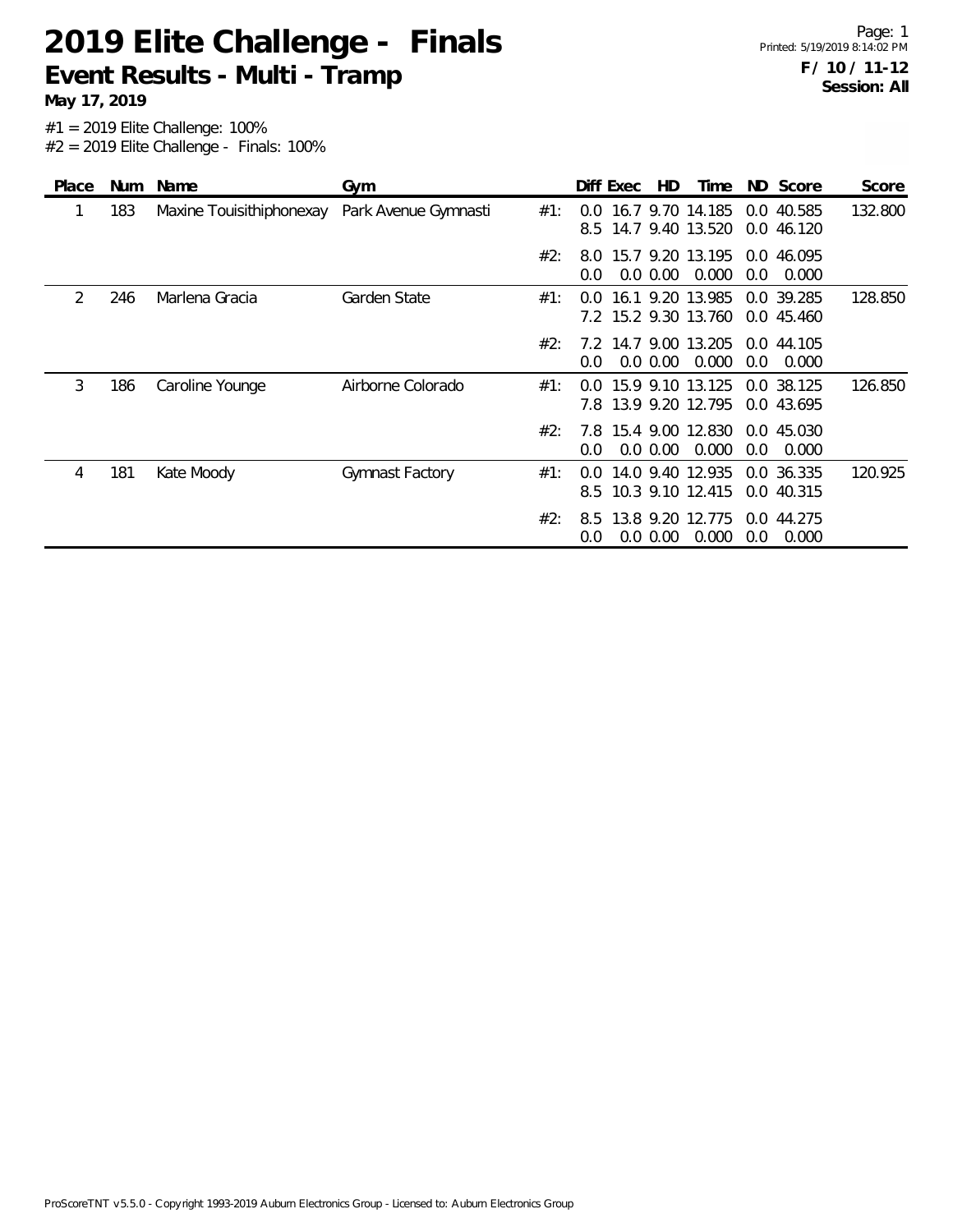# 2019 Elite Challenge - Finals

## Event Results - Multi - Tramp

**May 17, 2019**

**F / 10 / 11-12**
**Session: All**

#1 = 2019 Elite Challenge: 100%
#2 = 2019 Elite Challenge - Finals: 100%

| Place | Num | Name | Gym | | Diff | Exec | HD | Time | ND | Score | Score |
|---|---|---|---|---|---|---|---|---|---|---|---|
| 1 | 183 | Maxine Touisithiphonexay | Park Avenue Gymnasti | #1: | 0.0 | 16.7 | 9.70 | 14.185 | 0.0 | 40.585 | 132.800 |
| | | | | | 8.5 | 14.7 | 9.40 | 13.520 | 0.0 | 46.120 | |
| | | | | #2: | 8.0 | 15.7 | 9.20 | 13.195 | 0.0 | 46.095 | |
| | | | | | 0.0 | 0.0 | 0.00 | 0.000 | 0.0 | 0.000 | |
| 2 | 246 | Marlena Gracia | Garden State | #1: | 0.0 | 16.1 | 9.20 | 13.985 | 0.0 | 39.285 | 128.850 |
| | | | | | 7.2 | 15.2 | 9.30 | 13.760 | 0.0 | 45.460 | |
| | | | | #2: | 7.2 | 14.7 | 9.00 | 13.205 | 0.0 | 44.105 | |
| | | | | | 0.0 | 0.0 | 0.00 | 0.000 | 0.0 | 0.000 | |
| 3 | 186 | Caroline Younge | Airborne Colorado | #1: | 0.0 | 15.9 | 9.10 | 13.125 | 0.0 | 38.125 | 126.850 |
| | | | | | 7.8 | 13.9 | 9.20 | 12.795 | 0.0 | 43.695 | |
| | | | | #2: | 7.8 | 15.4 | 9.00 | 12.830 | 0.0 | 45.030 | |
| | | | | | 0.0 | 0.0 | 0.00 | 0.000 | 0.0 | 0.000 | |
| 4 | 181 | Kate Moody | Gymnast Factory | #1: | 0.0 | 14.0 | 9.40 | 12.935 | 0.0 | 36.335 | 120.925 |
| | | | | | 8.5 | 10.3 | 9.10 | 12.415 | 0.0 | 40.315 | |
| | | | | #2: | 8.5 | 13.8 | 9.20 | 12.775 | 0.0 | 44.275 | |
| | | | | | 0.0 | 0.0 | 0.00 | 0.000 | 0.0 | 0.000 | |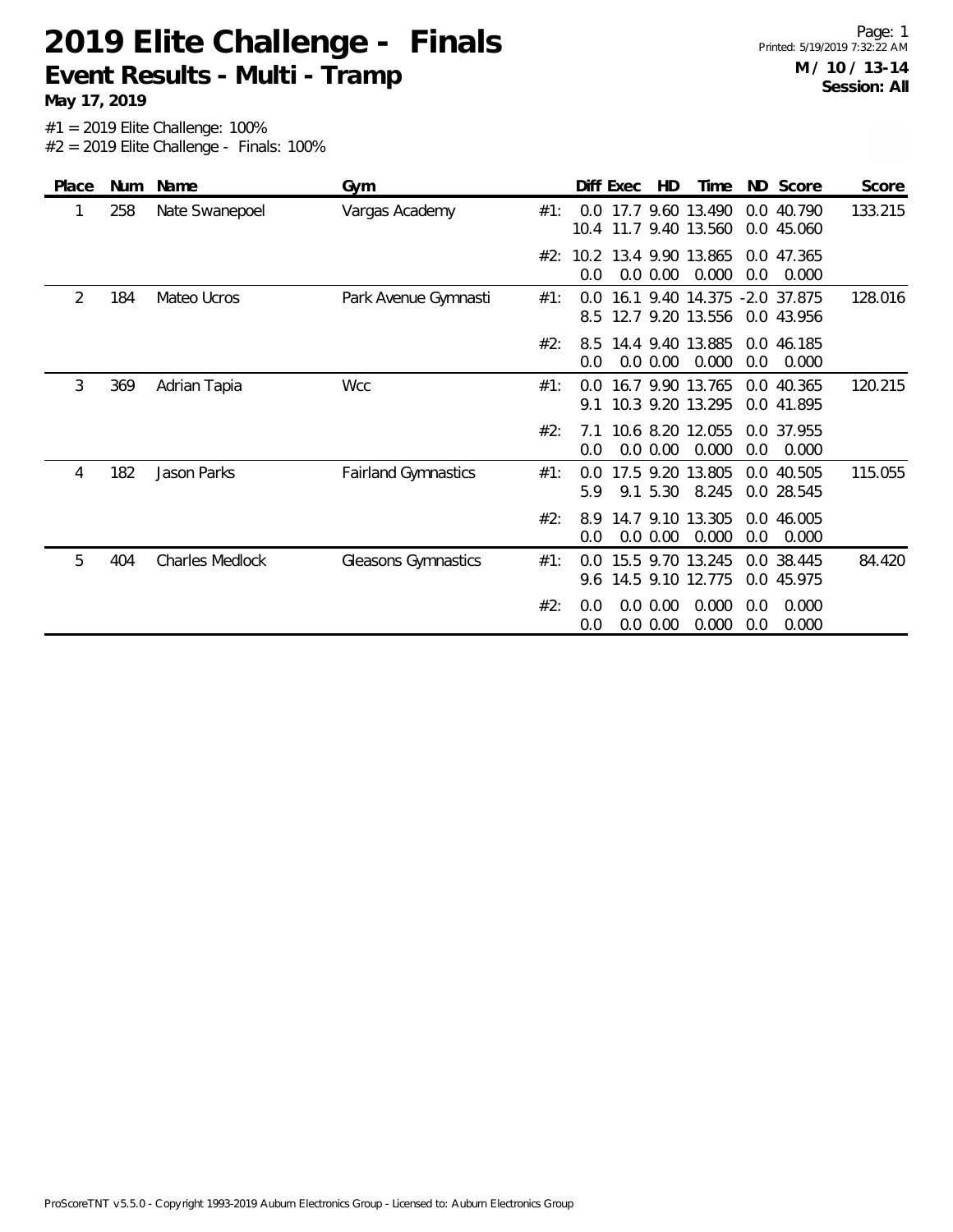# 2019 Elite Challenge - Finals

## Event Results - Multi - Tramp

**May 17, 2019**

**M / 10 / 13-14**
**Session: All**

#1 = 2019 Elite Challenge: 100%
#2 = 2019 Elite Challenge - Finals: 100%

| Place | Num | Name | Gym | | Diff | Exec | HD | Time | ND | Score | Score |
|---|---|---|---|---|---|---|---|---|---|---|---|
| 1 | 258 | Nate Swanepoel | Vargas Academy | #1: | 0.0 | 17.7 | 9.60 | 13.490 | 0.0 | 40.790 | 133.215 |
| | | | | | 10.4 | 11.7 | 9.40 | 13.560 | 0.0 | 45.060 | |
| | | | | #2: | 10.2 | 13.4 | 9.90 | 13.865 | 0.0 | 47.365 | |
| | | | | | 0.0 | 0.0 | 0.00 | 0.000 | 0.0 | 0.000 | |
| 2 | 184 | Mateo Ucros | Park Avenue Gymnasti | #1: | 0.0 | 16.1 | 9.40 | 14.375 | -2.0 | 37.875 | 128.016 |
| | | | | | 8.5 | 12.7 | 9.20 | 13.556 | 0.0 | 43.956 | |
| | | | | #2: | 8.5 | 14.4 | 9.40 | 13.885 | 0.0 | 46.185 | |
| | | | | | 0.0 | 0.0 | 0.00 | 0.000 | 0.0 | 0.000 | |
| 3 | 369 | Adrian Tapia | Wcc | #1: | 0.0 | 16.7 | 9.90 | 13.765 | 0.0 | 40.365 | 120.215 |
| | | | | | 9.1 | 10.3 | 9.20 | 13.295 | 0.0 | 41.895 | |
| | | | | #2: | 7.1 | 10.6 | 8.20 | 12.055 | 0.0 | 37.955 | |
| | | | | | 0.0 | 0.0 | 0.00 | 0.000 | 0.0 | 0.000 | |
| 4 | 182 | Jason Parks | Fairland Gymnastics | #1: | 0.0 | 17.5 | 9.20 | 13.805 | 0.0 | 40.505 | 115.055 |
| | | | | | 5.9 | 9.1 | 5.30 | 8.245 | 0.0 | 28.545 | |
| | | | | #2: | 8.9 | 14.7 | 9.10 | 13.305 | 0.0 | 46.005 | |
| | | | | | 0.0 | 0.0 | 0.00 | 0.000 | 0.0 | 0.000 | |
| 5 | 404 | Charles Medlock | Gleasons Gymnastics | #1: | 0.0 | 15.5 | 9.70 | 13.245 | 0.0 | 38.445 | 84.420 |
| | | | | | 9.6 | 14.5 | 9.10 | 12.775 | 0.0 | 45.975 | |
| | | | | #2: | 0.0 | 0.0 | 0.00 | 0.000 | 0.0 | 0.000 | |
| | | | | | 0.0 | 0.0 | 0.00 | 0.000 | 0.0 | 0.000 | |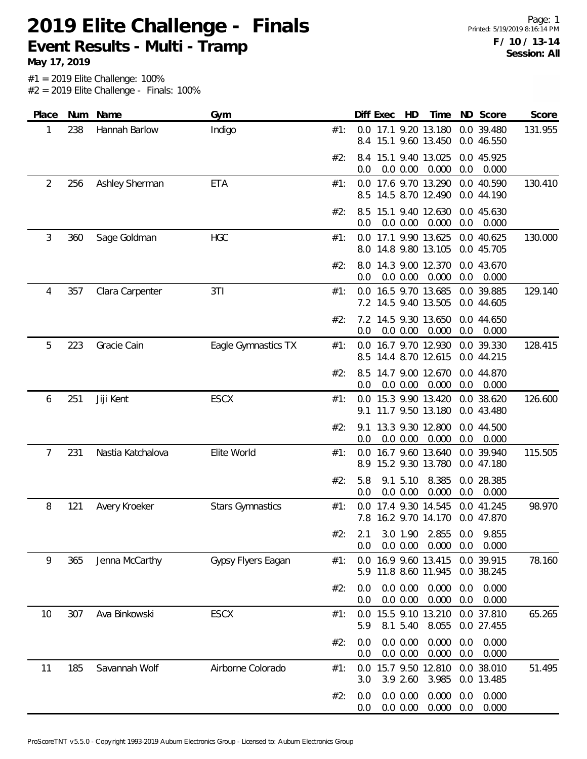# 2019 Elite Challenge - Finals

## Event Results - Multi - Tramp

**May 17, 2019**

**F / 10 / 13-14**
**Session: All**

#1 = 2019 Elite Challenge: 100%
#2 = 2019 Elite Challenge - Finals: 100%

| Place | Num | Name | Gym | | Diff | Exec | HD | Time | ND | Score | Score |
|---|---|---|---|---|---|---|---|---|---|---|---|
| 1 | 238 | Hannah Barlow | Indigo | #1: | 0.0 | 17.1 | 9.20 | 13.180 | 0.0 | 39.480 | 131.955 |
| | | | | | 8.4 | 15.1 | 9.60 | 13.450 | 0.0 | 46.550 | |
| | | | | #2: | 8.4 | 15.1 | 9.40 | 13.025 | 0.0 | 45.925 | |
| | | | | | 0.0 | 0.0 | 0.00 | 0.000 | 0.0 | 0.000 | |
| 2 | 256 | Ashley Sherman | ETA | #1: | 0.0 | 17.6 | 9.70 | 13.290 | 0.0 | 40.590 | 130.410 |
| | | | | | 8.5 | 14.5 | 8.70 | 12.490 | 0.0 | 44.190 | |
| | | | | #2: | 8.5 | 15.1 | 9.40 | 12.630 | 0.0 | 45.630 | |
| | | | | | 0.0 | 0.0 | 0.00 | 0.000 | 0.0 | 0.000 | |
| 3 | 360 | Sage Goldman | HGC | #1: | 0.0 | 17.1 | 9.90 | 13.625 | 0.0 | 40.625 | 130.000 |
| | | | | | 8.0 | 14.8 | 9.80 | 13.105 | 0.0 | 45.705 | |
| | | | | #2: | 8.0 | 14.3 | 9.00 | 12.370 | 0.0 | 43.670 | |
| | | | | | 0.0 | 0.0 | 0.00 | 0.000 | 0.0 | 0.000 | |
| 4 | 357 | Clara Carpenter | 3TI | #1: | 0.0 | 16.5 | 9.70 | 13.685 | 0.0 | 39.885 | 129.140 |
| | | | | | 7.2 | 14.5 | 9.40 | 13.505 | 0.0 | 44.605 | |
| | | | | #2: | 7.2 | 14.5 | 9.30 | 13.650 | 0.0 | 44.650 | |
| | | | | | 0.0 | 0.0 | 0.00 | 0.000 | 0.0 | 0.000 | |
| 5 | 223 | Gracie Cain | Eagle Gymnastics TX | #1: | 0.0 | 16.7 | 9.70 | 12.930 | 0.0 | 39.330 | 128.415 |
| | | | | | 8.5 | 14.4 | 8.70 | 12.615 | 0.0 | 44.215 | |
| | | | | #2: | 8.5 | 14.7 | 9.00 | 12.670 | 0.0 | 44.870 | |
| | | | | | 0.0 | 0.0 | 0.00 | 0.000 | 0.0 | 0.000 | |
| 6 | 251 | Jiji Kent | ESCX | #1: | 0.0 | 15.3 | 9.90 | 13.420 | 0.0 | 38.620 | 126.600 |
| | | | | | 9.1 | 11.7 | 9.50 | 13.180 | 0.0 | 43.480 | |
| | | | | #2: | 9.1 | 13.3 | 9.30 | 12.800 | 0.0 | 44.500 | |
| | | | | | 0.0 | 0.0 | 0.00 | 0.000 | 0.0 | 0.000 | |
| 7 | 231 | Nastia Katchalova | Elite World | #1: | 0.0 | 16.7 | 9.60 | 13.640 | 0.0 | 39.940 | 115.505 |
| | | | | | 8.9 | 15.2 | 9.30 | 13.780 | 0.0 | 47.180 | |
| | | | | #2: | 5.8 | 9.1 | 5.10 | 8.385 | 0.0 | 28.385 | |
| | | | | | 0.0 | 0.0 | 0.00 | 0.000 | 0.0 | 0.000 | |
| 8 | 121 | Avery Kroeker | Stars Gymnastics | #1: | 0.0 | 17.4 | 9.30 | 14.545 | 0.0 | 41.245 | 98.970 |
| | | | | | 7.8 | 16.2 | 9.70 | 14.170 | 0.0 | 47.870 | |
| | | | | #2: | 2.1 | 3.0 | 1.90 | 2.855 | 0.0 | 9.855 | |
| | | | | | 0.0 | 0.0 | 0.00 | 0.000 | 0.0 | 0.000 | |
| 9 | 365 | Jenna McCarthy | Gypsy Flyers Eagan | #1: | 0.0 | 16.9 | 9.60 | 13.415 | 0.0 | 39.915 | 78.160 |
| | | | | | 5.9 | 11.8 | 8.60 | 11.945 | 0.0 | 38.245 | |
| | | | | #2: | 0.0 | 0.0 | 0.00 | 0.000 | 0.0 | 0.000 | |
| | | | | | 0.0 | 0.0 | 0.00 | 0.000 | 0.0 | 0.000 | |
| 10 | 307 | Ava Binkowski | ESCX | #1: | 0.0 | 15.5 | 9.10 | 13.210 | 0.0 | 37.810 | 65.265 |
| | | | | | 5.9 | 8.1 | 5.40 | 8.055 | 0.0 | 27.455 | |
| | | | | #2: | 0.0 | 0.0 | 0.00 | 0.000 | 0.0 | 0.000 | |
| | | | | | 0.0 | 0.0 | 0.00 | 0.000 | 0.0 | 0.000 | |
| 11 | 185 | Savannah Wolf | Airborne Colorado | #1: | 0.0 | 15.7 | 9.50 | 12.810 | 0.0 | 38.010 | 51.495 |
| | | | | | 3.0 | 3.9 | 2.60 | 3.985 | 0.0 | 13.485 | |
| | | | | #2: | 0.0 | 0.0 | 0.00 | 0.000 | 0.0 | 0.000 | |
| | | | | | 0.0 | 0.0 | 0.00 | 0.000 | 0.0 | 0.000 | |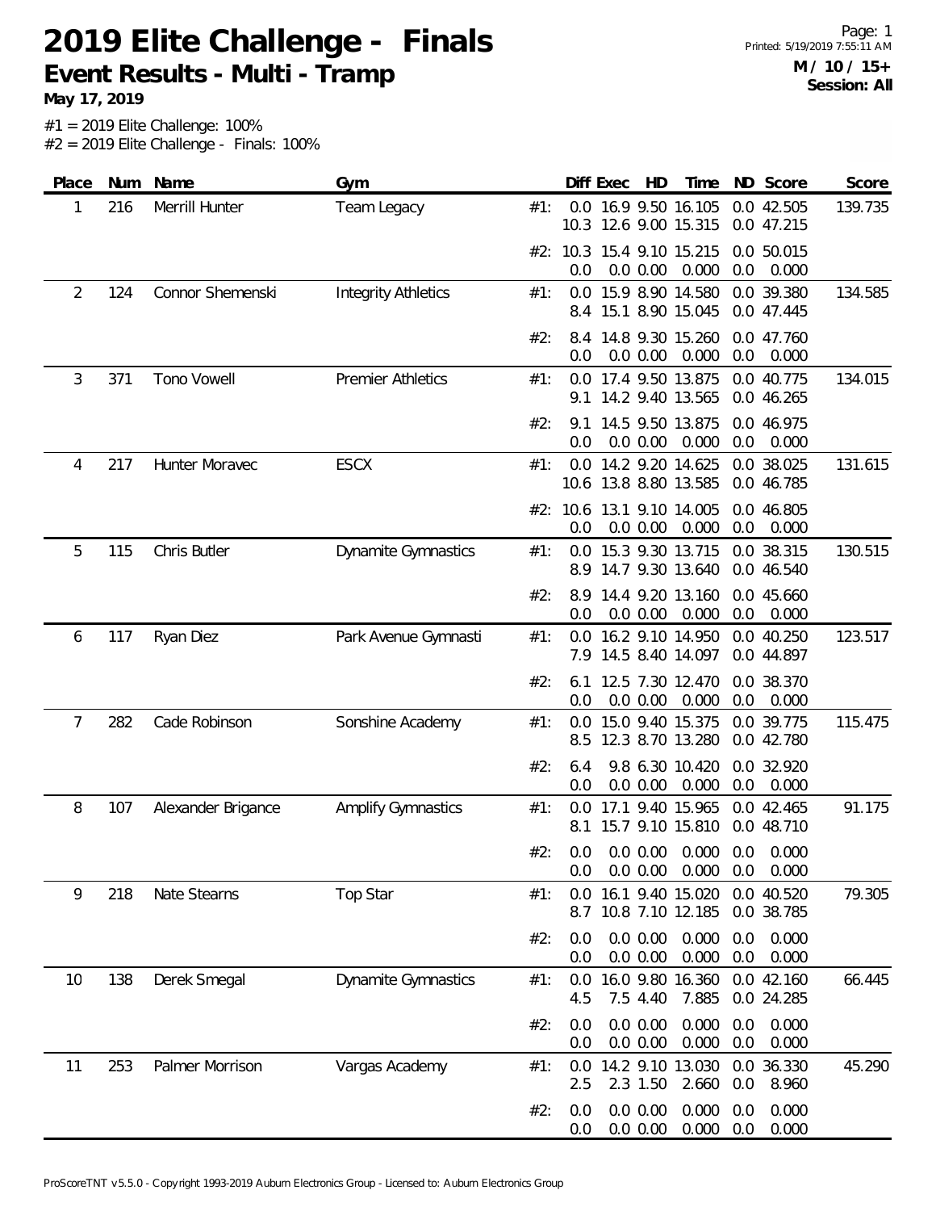# 2019 Elite Challenge - Finals

## Event Results - Multi - Tramp

**May 17, 2019**

Printed: 5/19/2019 7:55:11 AM

**M / 10 / 15+**
**Session: All**

#1 = 2019 Elite Challenge: 100%
#2 = 2019 Elite Challenge - Finals: 100%

| Place | Num | Name | Gym | | Diff | Exec | HD | Time | ND | Score | Score |
|---|---|---|---|---|---|---|---|---|---|---|---|
| 1 | 216 | Merrill Hunter | Team Legacy | #1: | 0.0 | 16.9 | 9.50 | 16.105 | 0.0 | 42.505 | 139.735 |
| | | | | | 10.3 | 12.6 | 9.00 | 15.315 | 0.0 | 47.215 | |
| | | | | #2: | 10.3 | 15.4 | 9.10 | 15.215 | 0.0 | 50.015 | |
| | | | | | 0.0 | 0.0 | 0.00 | 0.000 | 0.0 | 0.000 | |
| 2 | 124 | Connor Shemenski | Integrity Athletics | #1: | 0.0 | 15.9 | 8.90 | 14.580 | 0.0 | 39.380 | 134.585 |
| | | | | | 8.4 | 15.1 | 8.90 | 15.045 | 0.0 | 47.445 | |
| | | | | #2: | 8.4 | 14.8 | 9.30 | 15.260 | 0.0 | 47.760 | |
| | | | | | 0.0 | 0.0 | 0.00 | 0.000 | 0.0 | 0.000 | |
| 3 | 371 | Tono Vowell | Premier Athletics | #1: | 0.0 | 17.4 | 9.50 | 13.875 | 0.0 | 40.775 | 134.015 |
| | | | | | 9.1 | 14.2 | 9.40 | 13.565 | 0.0 | 46.265 | |
| | | | | #2: | 9.1 | 14.5 | 9.50 | 13.875 | 0.0 | 46.975 | |
| | | | | | 0.0 | 0.0 | 0.00 | 0.000 | 0.0 | 0.000 | |
| 4 | 217 | Hunter Moravec | ESCX | #1: | 0.0 | 14.2 | 9.20 | 14.625 | 0.0 | 38.025 | 131.615 |
| | | | | | 10.6 | 13.8 | 8.80 | 13.585 | 0.0 | 46.785 | |
| | | | | #2: | 10.6 | 13.1 | 9.10 | 14.005 | 0.0 | 46.805 | |
| | | | | | 0.0 | 0.0 | 0.00 | 0.000 | 0.0 | 0.000 | |
| 5 | 115 | Chris Butler | Dynamite Gymnastics | #1: | 0.0 | 15.3 | 9.30 | 13.715 | 0.0 | 38.315 | 130.515 |
| | | | | | 8.9 | 14.7 | 9.30 | 13.640 | 0.0 | 46.540 | |
| | | | | #2: | 8.9 | 14.4 | 9.20 | 13.160 | 0.0 | 45.660 | |
| | | | | | 0.0 | 0.0 | 0.00 | 0.000 | 0.0 | 0.000 | |
| 6 | 117 | Ryan Diez | Park Avenue Gymnasti | #1: | 0.0 | 16.2 | 9.10 | 14.950 | 0.0 | 40.250 | 123.517 |
| | | | | | 7.9 | 14.5 | 8.40 | 14.097 | 0.0 | 44.897 | |
| | | | | #2: | 6.1 | 12.5 | 7.30 | 12.470 | 0.0 | 38.370 | |
| | | | | | 0.0 | 0.0 | 0.00 | 0.000 | 0.0 | 0.000 | |
| 7 | 282 | Cade Robinson | Sonshine Academy | #1: | 0.0 | 15.0 | 9.40 | 15.375 | 0.0 | 39.775 | 115.475 |
| | | | | | 8.5 | 12.3 | 8.70 | 13.280 | 0.0 | 42.780 | |
| | | | | #2: | 6.4 | 9.8 | 6.30 | 10.420 | 0.0 | 32.920 | |
| | | | | | 0.0 | 0.0 | 0.00 | 0.000 | 0.0 | 0.000 | |
| 8 | 107 | Alexander Brigance | Amplify Gymnastics | #1: | 0.0 | 17.1 | 9.40 | 15.965 | 0.0 | 42.465 | 91.175 |
| | | | | | 8.1 | 15.7 | 9.10 | 15.810 | 0.0 | 48.710 | |
| | | | | #2: | 0.0 | 0.0 | 0.00 | 0.000 | 0.0 | 0.000 | |
| | | | | | 0.0 | 0.0 | 0.00 | 0.000 | 0.0 | 0.000 | |
| 9 | 218 | Nate Stearns | Top Star | #1: | 0.0 | 16.1 | 9.40 | 15.020 | 0.0 | 40.520 | 79.305 |
| | | | | | 8.7 | 10.8 | 7.10 | 12.185 | 0.0 | 38.785 | |
| | | | | #2: | 0.0 | 0.0 | 0.00 | 0.000 | 0.0 | 0.000 | |
| | | | | | 0.0 | 0.0 | 0.00 | 0.000 | 0.0 | 0.000 | |
| 10 | 138 | Derek Smegal | Dynamite Gymnastics | #1: | 0.0 | 16.0 | 9.80 | 16.360 | 0.0 | 42.160 | 66.445 |
| | | | | | 4.5 | 7.5 | 4.40 | 7.885 | 0.0 | 24.285 | |
| | | | | #2: | 0.0 | 0.0 | 0.00 | 0.000 | 0.0 | 0.000 | |
| | | | | | 0.0 | 0.0 | 0.00 | 0.000 | 0.0 | 0.000 | |
| 11 | 253 | Palmer Morrison | Vargas Academy | #1: | 0.0 | 14.2 | 9.10 | 13.030 | 0.0 | 36.330 | 45.290 |
| | | | | | 2.5 | 2.3 | 1.50 | 2.660 | 0.0 | 8.960 | |
| | | | | #2: | 0.0 | 0.0 | 0.00 | 0.000 | 0.0 | 0.000 | |
| | | | | | 0.0 | 0.0 | 0.00 | 0.000 | 0.0 | 0.000 | |

ProScoreTNT v5.5.0 - Copyright 1993-2019 Auburn Electronics Group - Licensed to: Auburn Electronics Group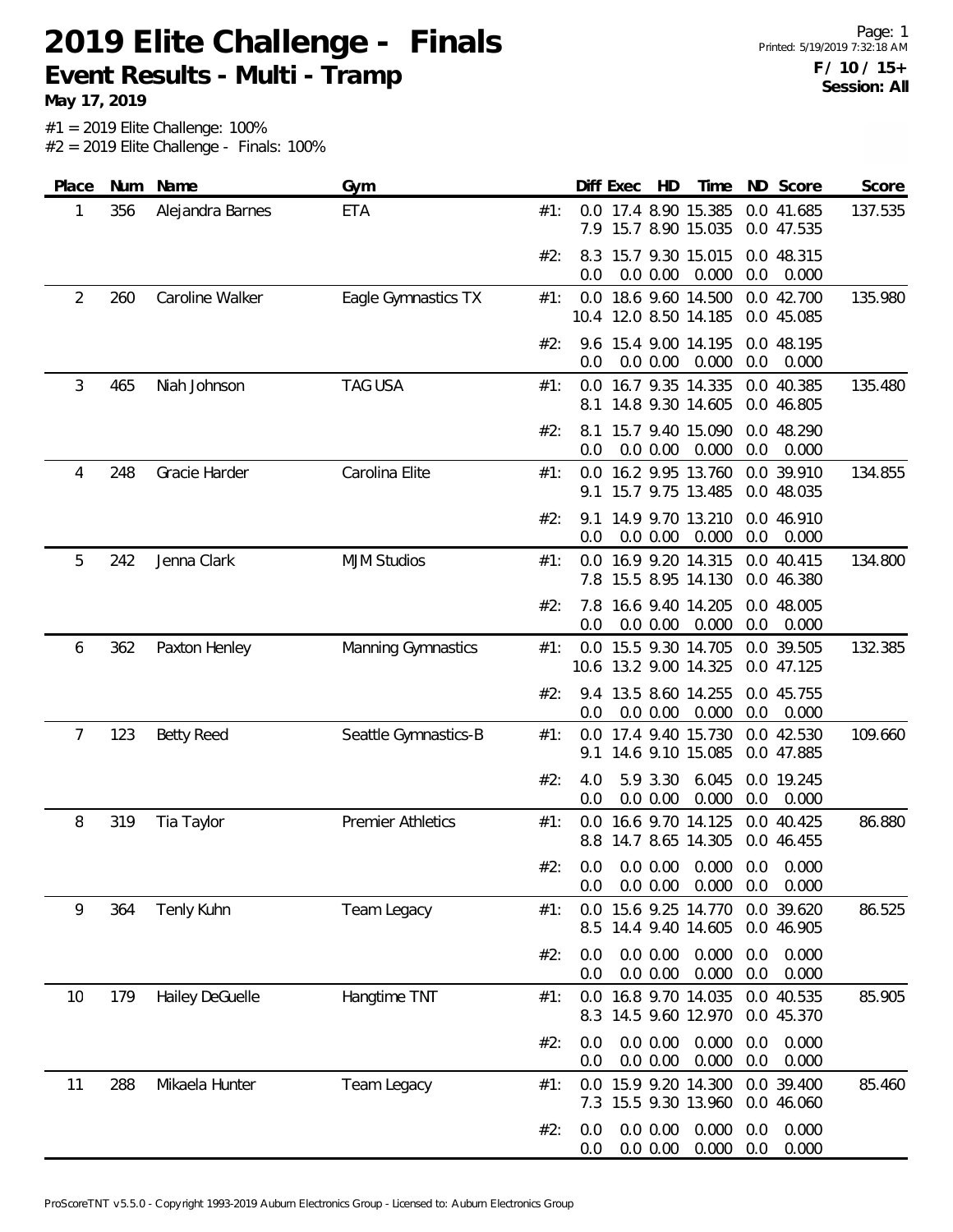# 2019 Elite Challenge - Finals

## Event Results - Multi - Tramp

**May 17, 2019**

F / 10 / 15+
Session: All

#1 = 2019 Elite Challenge: 100%
#2 = 2019 Elite Challenge - Finals: 100%

| Place | Num | Name | Gym | | Diff | Exec | HD | Time | ND | Score | Score |
|---|---|---|---|---|---|---|---|---|---|---|---|
| 1 | 356 | Alejandra Barnes | ETA | #1: | 0.0 | 17.4 | 8.90 | 15.385 | 0.0 | 41.685 | 137.535 |
| | | | | | 7.9 | 15.7 | 8.90 | 15.035 | 0.0 | 47.535 | |
| | | | | #2: | 8.3 | 15.7 | 9.30 | 15.015 | 0.0 | 48.315 | |
| | | | | | 0.0 | 0.0 | 0.00 | 0.000 | 0.0 | 0.000 | |
| 2 | 260 | Caroline Walker | Eagle Gymnastics TX | #1: | 0.0 | 18.6 | 9.60 | 14.500 | 0.0 | 42.700 | 135.980 |
| | | | | | 10.4 | 12.0 | 8.50 | 14.185 | 0.0 | 45.085 | |
| | | | | #2: | 9.6 | 15.4 | 9.00 | 14.195 | 0.0 | 48.195 | |
| | | | | | 0.0 | 0.0 | 0.00 | 0.000 | 0.0 | 0.000 | |
| 3 | 465 | Niah Johnson | TAG USA | #1: | 0.0 | 16.7 | 9.35 | 14.335 | 0.0 | 40.385 | 135.480 |
| | | | | | 8.1 | 14.8 | 9.30 | 14.605 | 0.0 | 46.805 | |
| | | | | #2: | 8.1 | 15.7 | 9.40 | 15.090 | 0.0 | 48.290 | |
| | | | | | 0.0 | 0.0 | 0.00 | 0.000 | 0.0 | 0.000 | |
| 4 | 248 | Gracie Harder | Carolina Elite | #1: | 0.0 | 16.2 | 9.95 | 13.760 | 0.0 | 39.910 | 134.855 |
| | | | | | 9.1 | 15.7 | 9.75 | 13.485 | 0.0 | 48.035 | |
| | | | | #2: | 9.1 | 14.9 | 9.70 | 13.210 | 0.0 | 46.910 | |
| | | | | | 0.0 | 0.0 | 0.00 | 0.000 | 0.0 | 0.000 | |
| 5 | 242 | Jenna Clark | MJM Studios | #1: | 0.0 | 16.9 | 9.20 | 14.315 | 0.0 | 40.415 | 134.800 |
| | | | | | 7.8 | 15.5 | 8.95 | 14.130 | 0.0 | 46.380 | |
| | | | | #2: | 7.8 | 16.6 | 9.40 | 14.205 | 0.0 | 48.005 | |
| | | | | | 0.0 | 0.0 | 0.00 | 0.000 | 0.0 | 0.000 | |
| 6 | 362 | Paxton Henley | Manning Gymnastics | #1: | 0.0 | 15.5 | 9.30 | 14.705 | 0.0 | 39.505 | 132.385 |
| | | | | | 10.6 | 13.2 | 9.00 | 14.325 | 0.0 | 47.125 | |
| | | | | #2: | 9.4 | 13.5 | 8.60 | 14.255 | 0.0 | 45.755 | |
| | | | | | 0.0 | 0.0 | 0.00 | 0.000 | 0.0 | 0.000 | |
| 7 | 123 | Betty Reed | Seattle Gymnastics-B | #1: | 0.0 | 17.4 | 9.40 | 15.730 | 0.0 | 42.530 | 109.660 |
| | | | | | 9.1 | 14.6 | 9.10 | 15.085 | 0.0 | 47.885 | |
| | | | | #2: | 4.0 | 5.9 | 3.30 | 6.045 | 0.0 | 19.245 | |
| | | | | | 0.0 | 0.0 | 0.00 | 0.000 | 0.0 | 0.000 | |
| 8 | 319 | Tia Taylor | Premier Athletics | #1: | 0.0 | 16.6 | 9.70 | 14.125 | 0.0 | 40.425 | 86.880 |
| | | | | | 8.8 | 14.7 | 8.65 | 14.305 | 0.0 | 46.455 | |
| | | | | #2: | 0.0 | 0.0 | 0.00 | 0.000 | 0.0 | 0.000 | |
| | | | | | 0.0 | 0.0 | 0.00 | 0.000 | 0.0 | 0.000 | |
| 9 | 364 | Tenly Kuhn | Team Legacy | #1: | 0.0 | 15.6 | 9.25 | 14.770 | 0.0 | 39.620 | 86.525 |
| | | | | | 8.5 | 14.4 | 9.40 | 14.605 | 0.0 | 46.905 | |
| | | | | #2: | 0.0 | 0.0 | 0.00 | 0.000 | 0.0 | 0.000 | |
| | | | | | 0.0 | 0.0 | 0.00 | 0.000 | 0.0 | 0.000 | |
| 10 | 179 | Hailey DeGuelle | Hangtime TNT | #1: | 0.0 | 16.8 | 9.70 | 14.035 | 0.0 | 40.535 | 85.905 |
| | | | | | 8.3 | 14.5 | 9.60 | 12.970 | 0.0 | 45.370 | |
| | | | | #2: | 0.0 | 0.0 | 0.00 | 0.000 | 0.0 | 0.000 | |
| | | | | | 0.0 | 0.0 | 0.00 | 0.000 | 0.0 | 0.000 | |
| 11 | 288 | Mikaela Hunter | Team Legacy | #1: | 0.0 | 15.9 | 9.20 | 14.300 | 0.0 | 39.400 | 85.460 |
| | | | | | 7.3 | 15.5 | 9.30 | 13.960 | 0.0 | 46.060 | |
| | | | | #2: | 0.0 | 0.0 | 0.00 | 0.000 | 0.0 | 0.000 | |
| | | | | | 0.0 | 0.0 | 0.00 | 0.000 | 0.0 | 0.000 | |

ProScoreTNT v5.5.0 - Copyright 1993-2019 Auburn Electronics Group - Licensed to: Auburn Electronics Group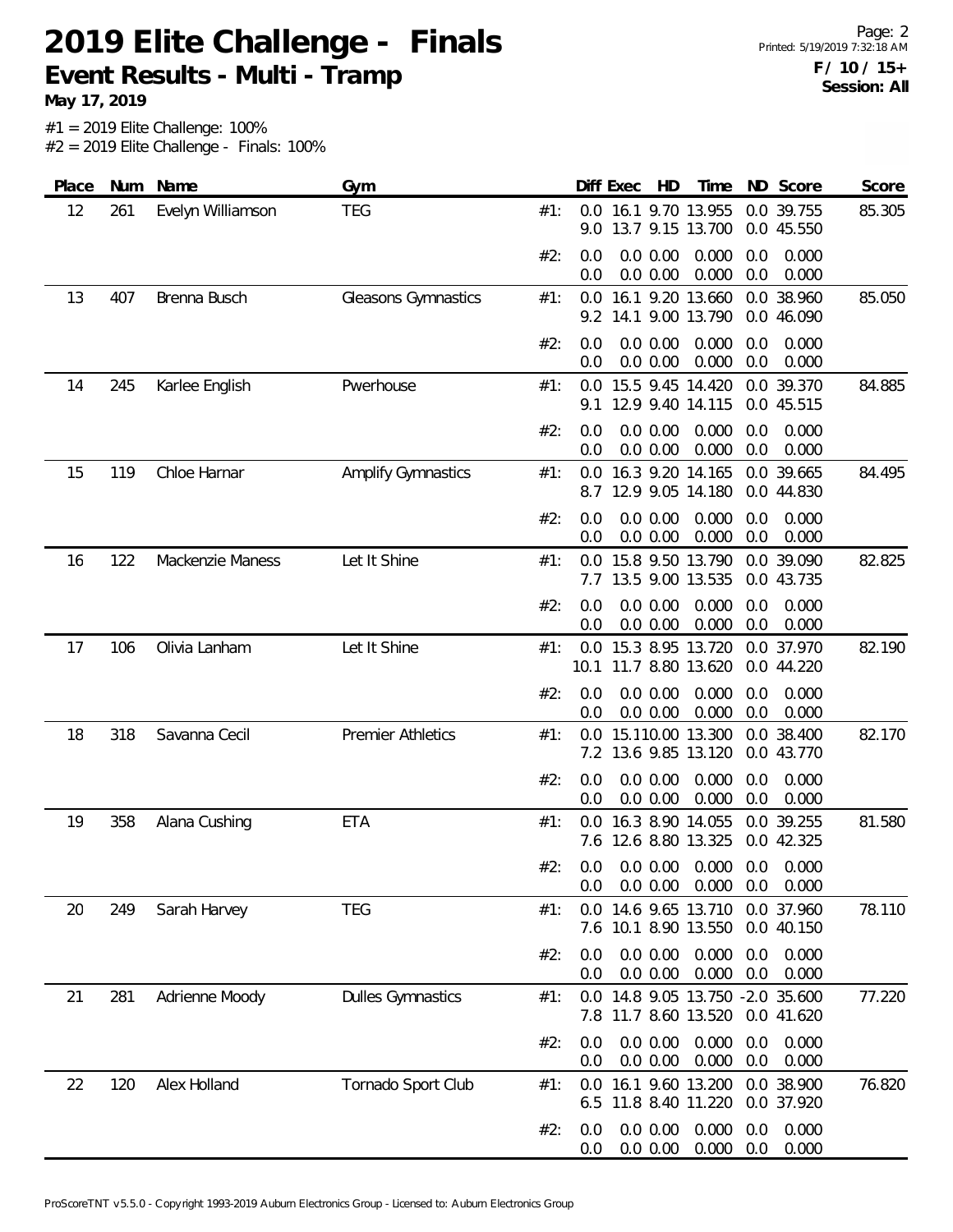# 2019 Elite Challenge - Finals

## Event Results - Multi - Tramp

**May 17, 2019**

**F / 10 / 15+**
**Session: All**

#1 = 2019 Elite Challenge: 100%
#2 = 2019 Elite Challenge - Finals: 100%

| Place | Num | Name | Gym | | Diff | Exec | HD | Time | ND | Score | Score |
|---|---|---|---|---|---|---|---|---|---|---|---|
| 12 | 261 | Evelyn Williamson | TEG | #1: | 0.0 | 16.1 | 9.70 | 13.955 | 0.0 | 39.755 | 85.305 |
| | | | | | 9.0 | 13.7 | 9.15 | 13.700 | 0.0 | 45.550 | |
| | | | | #2: | 0.0 | 0.0 | 0.00 | 0.000 | 0.0 | 0.000 | |
| | | | | | 0.0 | 0.0 | 0.00 | 0.000 | 0.0 | 0.000 | |
| 13 | 407 | Brenna Busch | Gleasons Gymnastics | #1: | 0.0 | 16.1 | 9.20 | 13.660 | 0.0 | 38.960 | 85.050 |
| | | | | | 9.2 | 14.1 | 9.00 | 13.790 | 0.0 | 46.090 | |
| | | | | #2: | 0.0 | 0.0 | 0.00 | 0.000 | 0.0 | 0.000 | |
| | | | | | 0.0 | 0.0 | 0.00 | 0.000 | 0.0 | 0.000 | |
| 14 | 245 | Karlee English | Pwerhouse | #1: | 0.0 | 15.5 | 9.45 | 14.420 | 0.0 | 39.370 | 84.885 |
| | | | | | 9.1 | 12.9 | 9.40 | 14.115 | 0.0 | 45.515 | |
| | | | | #2: | 0.0 | 0.0 | 0.00 | 0.000 | 0.0 | 0.000 | |
| | | | | | 0.0 | 0.0 | 0.00 | 0.000 | 0.0 | 0.000 | |
| 15 | 119 | Chloe Harnar | Amplify Gymnastics | #1: | 0.0 | 16.3 | 9.20 | 14.165 | 0.0 | 39.665 | 84.495 |
| | | | | | 8.7 | 12.9 | 9.05 | 14.180 | 0.0 | 44.830 | |
| | | | | #2: | 0.0 | 0.0 | 0.00 | 0.000 | 0.0 | 0.000 | |
| | | | | | 0.0 | 0.0 | 0.00 | 0.000 | 0.0 | 0.000 | |
| 16 | 122 | Mackenzie Maness | Let It Shine | #1: | 0.0 | 15.8 | 9.50 | 13.790 | 0.0 | 39.090 | 82.825 |
| | | | | | 7.7 | 13.5 | 9.00 | 13.535 | 0.0 | 43.735 | |
| | | | | #2: | 0.0 | 0.0 | 0.00 | 0.000 | 0.0 | 0.000 | |
| | | | | | 0.0 | 0.0 | 0.00 | 0.000 | 0.0 | 0.000 | |
| 17 | 106 | Olivia Lanham | Let It Shine | #1: | 0.0 | 15.3 | 8.95 | 13.720 | 0.0 | 37.970 | 82.190 |
| | | | | | 10.1 | 11.7 | 8.80 | 13.620 | 0.0 | 44.220 | |
| | | | | #2: | 0.0 | 0.0 | 0.00 | 0.000 | 0.0 | 0.000 | |
| | | | | | 0.0 | 0.0 | 0.00 | 0.000 | 0.0 | 0.000 | |
| 18 | 318 | Savanna Cecil | Premier Athletics | #1: | 0.0 | 15.1 | 10.00 | 13.300 | 0.0 | 38.400 | 82.170 |
| | | | | | 7.2 | 13.6 | 9.85 | 13.120 | 0.0 | 43.770 | |
| | | | | #2: | 0.0 | 0.0 | 0.00 | 0.000 | 0.0 | 0.000 | |
| | | | | | 0.0 | 0.0 | 0.00 | 0.000 | 0.0 | 0.000 | |
| 19 | 358 | Alana Cushing | ETA | #1: | 0.0 | 16.3 | 8.90 | 14.055 | 0.0 | 39.255 | 81.580 |
| | | | | | 7.6 | 12.6 | 8.80 | 13.325 | 0.0 | 42.325 | |
| | | | | #2: | 0.0 | 0.0 | 0.00 | 0.000 | 0.0 | 0.000 | |
| | | | | | 0.0 | 0.0 | 0.00 | 0.000 | 0.0 | 0.000 | |
| 20 | 249 | Sarah Harvey | TEG | #1: | 0.0 | 14.6 | 9.65 | 13.710 | 0.0 | 37.960 | 78.110 |
| | | | | | 7.6 | 10.1 | 8.90 | 13.550 | 0.0 | 40.150 | |
| | | | | #2: | 0.0 | 0.0 | 0.00 | 0.000 | 0.0 | 0.000 | |
| | | | | | 0.0 | 0.0 | 0.00 | 0.000 | 0.0 | 0.000 | |
| 21 | 281 | Adrienne Moody | Dulles Gymnastics | #1: | 0.0 | 14.8 | 9.05 | 13.750 | -2.0 | 35.600 | 77.220 |
| | | | | | 7.8 | 11.7 | 8.60 | 13.520 | 0.0 | 41.620 | |
| | | | | #2: | 0.0 | 0.0 | 0.00 | 0.000 | 0.0 | 0.000 | |
| | | | | | 0.0 | 0.0 | 0.00 | 0.000 | 0.0 | 0.000 | |
| 22 | 120 | Alex Holland | Tornado Sport Club | #1: | 0.0 | 16.1 | 9.60 | 13.200 | 0.0 | 38.900 | 76.820 |
| | | | | | 6.5 | 11.8 | 8.40 | 11.220 | 0.0 | 37.920 | |
| | | | | #2: | 0.0 | 0.0 | 0.00 | 0.000 | 0.0 | 0.000 | |
| | | | | | 0.0 | 0.0 | 0.00 | 0.000 | 0.0 | 0.000 | |

ProScoreTNT v5.5.0 - Copyright 1993-2019 Auburn Electronics Group - Licensed to: Auburn Electronics Group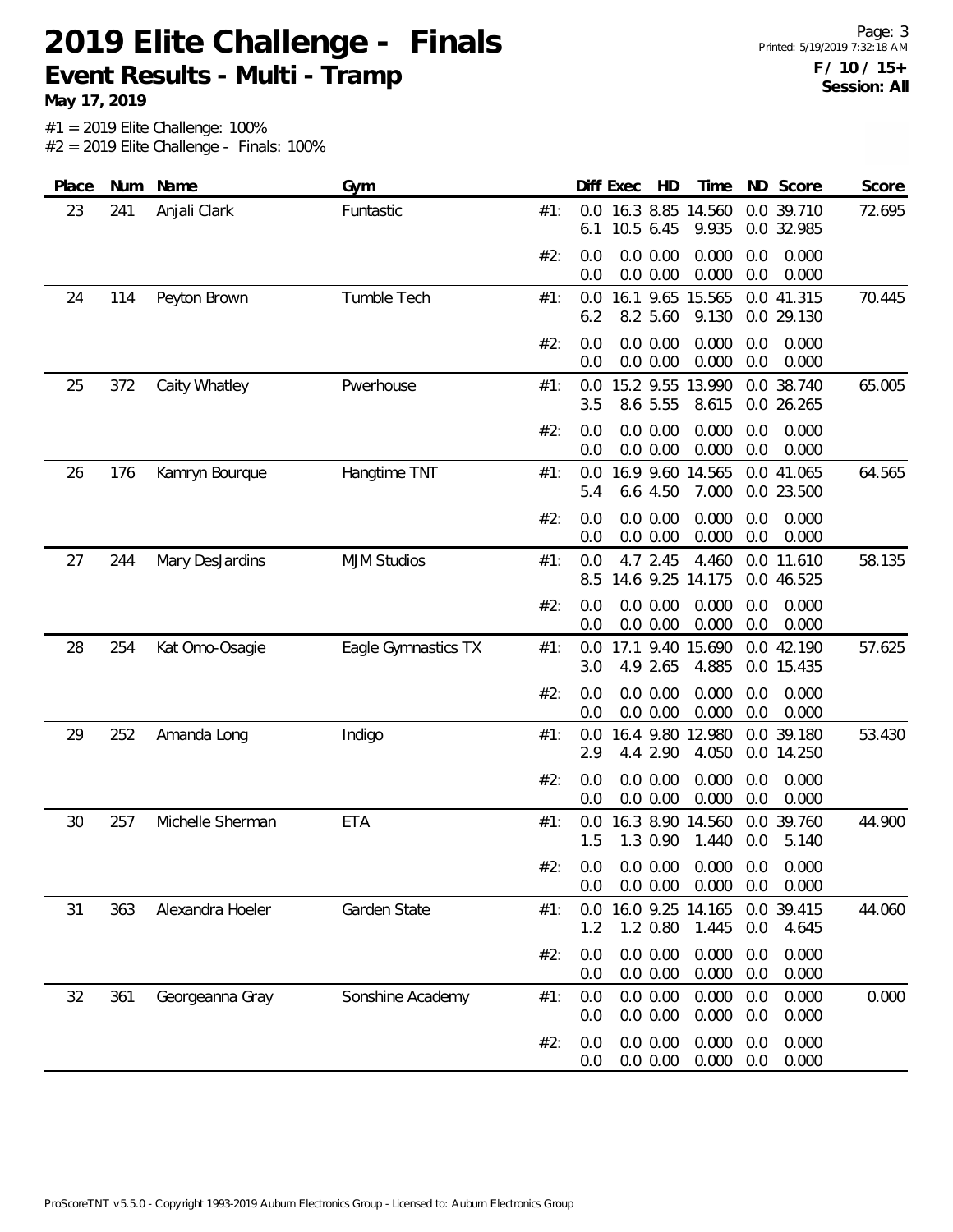# 2019 Elite Challenge - Finals

## Event Results - Multi - Tramp

**May 17, 2019**

**F / 10 / 15+**
**Session: All**

#1 = 2019 Elite Challenge: 100%
#2 = 2019 Elite Challenge - Finals: 100%

| Place | Num | Name | Gym | | Diff | Exec | HD | Time | ND | Score | Score |
|---|---|---|---|---|---|---|---|---|---|---|---|
| 23 | 241 | Anjali Clark | Funtastic | #1: | 0.0 | 16.3 | 8.85 | 14.560 | 0.0 | 39.710 | 72.695 |
| | | | | | 6.1 | 10.5 | 6.45 | 9.935 | 0.0 | 32.985 | |
| | | | | #2: | 0.0 | 0.0 | 0.00 | 0.000 | 0.0 | 0.000 | |
| | | | | | 0.0 | 0.0 | 0.00 | 0.000 | 0.0 | 0.000 | |
| 24 | 114 | Peyton Brown | Tumble Tech | #1: | 0.0 | 16.1 | 9.65 | 15.565 | 0.0 | 41.315 | 70.445 |
| | | | | | 6.2 | 8.2 | 5.60 | 9.130 | 0.0 | 29.130 | |
| | | | | #2: | 0.0 | 0.0 | 0.00 | 0.000 | 0.0 | 0.000 | |
| | | | | | 0.0 | 0.0 | 0.00 | 0.000 | 0.0 | 0.000 | |
| 25 | 372 | Caity Whatley | Pwerhouse | #1: | 0.0 | 15.2 | 9.55 | 13.990 | 0.0 | 38.740 | 65.005 |
| | | | | | 3.5 | 8.6 | 5.55 | 8.615 | 0.0 | 26.265 | |
| | | | | #2: | 0.0 | 0.0 | 0.00 | 0.000 | 0.0 | 0.000 | |
| | | | | | 0.0 | 0.0 | 0.00 | 0.000 | 0.0 | 0.000 | |
| 26 | 176 | Kamryn Bourque | Hangtime TNT | #1: | 0.0 | 16.9 | 9.60 | 14.565 | 0.0 | 41.065 | 64.565 |
| | | | | | 5.4 | 6.6 | 4.50 | 7.000 | 0.0 | 23.500 | |
| | | | | #2: | 0.0 | 0.0 | 0.00 | 0.000 | 0.0 | 0.000 | |
| | | | | | 0.0 | 0.0 | 0.00 | 0.000 | 0.0 | 0.000 | |
| 27 | 244 | Mary DesJardins | MJM Studios | #1: | 0.0 | 4.7 | 2.45 | 4.460 | 0.0 | 11.610 | 58.135 |
| | | | | | 8.5 | 14.6 | 9.25 | 14.175 | 0.0 | 46.525 | |
| | | | | #2: | 0.0 | 0.0 | 0.00 | 0.000 | 0.0 | 0.000 | |
| | | | | | 0.0 | 0.0 | 0.00 | 0.000 | 0.0 | 0.000 | |
| 28 | 254 | Kat Omo-Osagie | Eagle Gymnastics TX | #1: | 0.0 | 17.1 | 9.40 | 15.690 | 0.0 | 42.190 | 57.625 |
| | | | | | 3.0 | 4.9 | 2.65 | 4.885 | 0.0 | 15.435 | |
| | | | | #2: | 0.0 | 0.0 | 0.00 | 0.000 | 0.0 | 0.000 | |
| | | | | | 0.0 | 0.0 | 0.00 | 0.000 | 0.0 | 0.000 | |
| 29 | 252 | Amanda Long | Indigo | #1: | 0.0 | 16.4 | 9.80 | 12.980 | 0.0 | 39.180 | 53.430 |
| | | | | | 2.9 | 4.4 | 2.90 | 4.050 | 0.0 | 14.250 | |
| | | | | #2: | 0.0 | 0.0 | 0.00 | 0.000 | 0.0 | 0.000 | |
| | | | | | 0.0 | 0.0 | 0.00 | 0.000 | 0.0 | 0.000 | |
| 30 | 257 | Michelle Sherman | ETA | #1: | 0.0 | 16.3 | 8.90 | 14.560 | 0.0 | 39.760 | 44.900 |
| | | | | | 1.5 | 1.3 | 0.90 | 1.440 | 0.0 | 5.140 | |
| | | | | #2: | 0.0 | 0.0 | 0.00 | 0.000 | 0.0 | 0.000 | |
| | | | | | 0.0 | 0.0 | 0.00 | 0.000 | 0.0 | 0.000 | |
| 31 | 363 | Alexandra Hoeler | Garden State | #1: | 0.0 | 16.0 | 9.25 | 14.165 | 0.0 | 39.415 | 44.060 |
| | | | | | 1.2 | 1.2 | 0.80 | 1.445 | 0.0 | 4.645 | |
| | | | | #2: | 0.0 | 0.0 | 0.00 | 0.000 | 0.0 | 0.000 | |
| | | | | | 0.0 | 0.0 | 0.00 | 0.000 | 0.0 | 0.000 | |
| 32 | 361 | Georgeanna Gray | Sonshine Academy | #1: | 0.0 | 0.0 | 0.00 | 0.000 | 0.0 | 0.000 | 0.000 |
| | | | | | 0.0 | 0.0 | 0.00 | 0.000 | 0.0 | 0.000 | |
| | | | | #2: | 0.0 | 0.0 | 0.00 | 0.000 | 0.0 | 0.000 | |
| | | | | | 0.0 | 0.0 | 0.00 | 0.000 | 0.0 | 0.000 | |